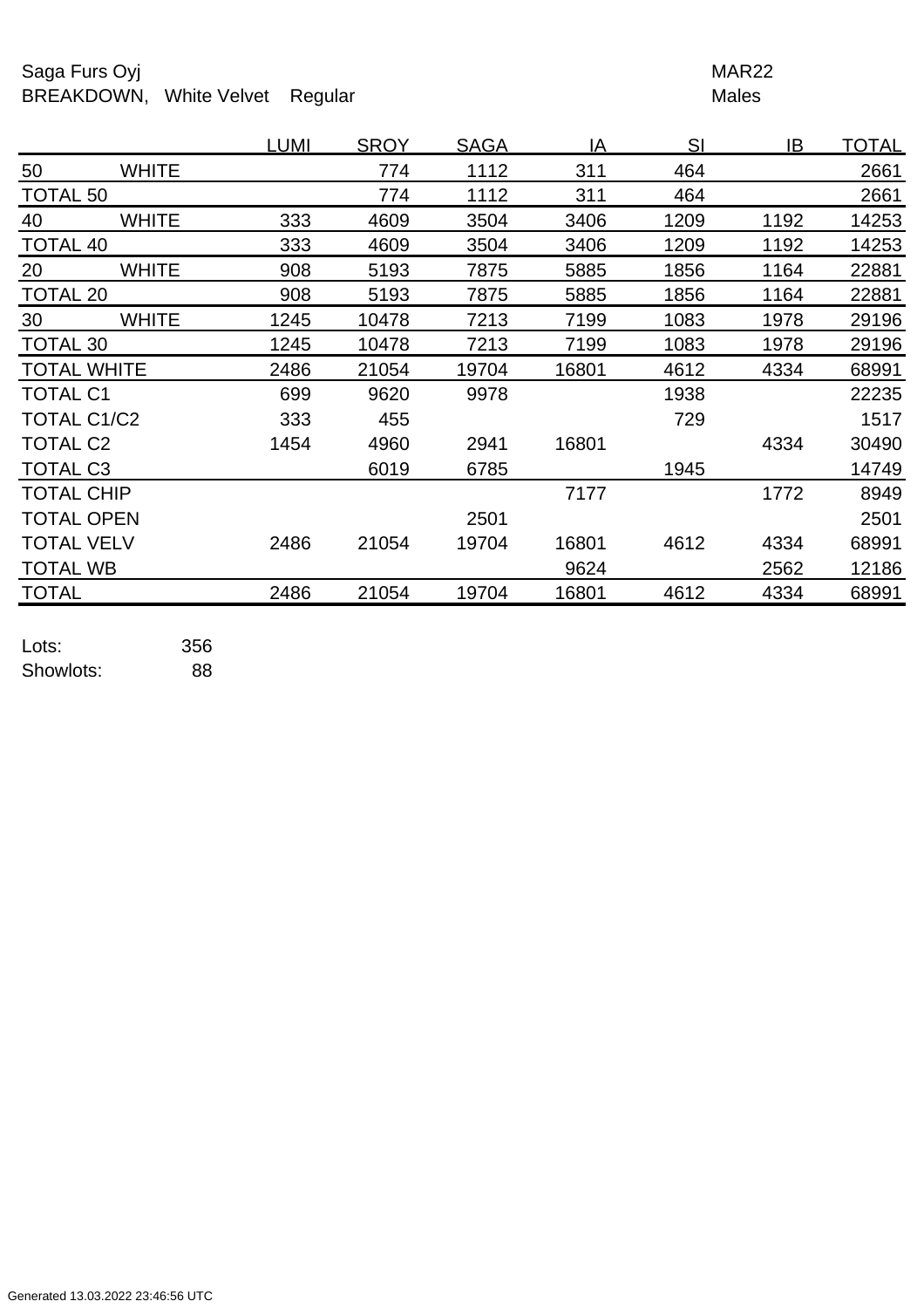Saga Furs Oyj MAR22

BREAKDOWN, White Velvet Regular Males

| | | LUMI | SROY | SAGA | IA | SI | IB | TOTAL |
|---|---|---|---|---|---|---|---|---|
| 50 | WHITE | | 774 | 1112 | 311 | 464 | | 2661 |
| TOTAL 50 | | | 774 | 1112 | 311 | 464 | | 2661 |
| 40 | WHITE | 333 | 4609 | 3504 | 3406 | 1209 | 1192 | 14253 |
| TOTAL 40 | | 333 | 4609 | 3504 | 3406 | 1209 | 1192 | 14253 |
| 20 | WHITE | 908 | 5193 | 7875 | 5885 | 1856 | 1164 | 22881 |
| TOTAL 20 | | 908 | 5193 | 7875 | 5885 | 1856 | 1164 | 22881 |
| 30 | WHITE | 1245 | 10478 | 7213 | 7199 | 1083 | 1978 | 29196 |
| TOTAL 30 | | 1245 | 10478 | 7213 | 7199 | 1083 | 1978 | 29196 |
| TOTAL WHITE | | 2486 | 21054 | 19704 | 16801 | 4612 | 4334 | 68991 |
| TOTAL C1 | | 699 | 9620 | 9978 | | 1938 | | 22235 |
| TOTAL C1/C2 | | 333 | 455 | | | 729 | | 1517 |
| TOTAL C2 | | 1454 | 4960 | 2941 | 16801 | | 4334 | 30490 |
| TOTAL C3 | | | 6019 | 6785 | | 1945 | | 14749 |
| TOTAL CHIP | | | | | 7177 | | 1772 | 8949 |
| TOTAL OPEN | | | | 2501 | | | | 2501 |
| TOTAL VELV | | 2486 | 21054 | 19704 | 16801 | 4612 | 4334 | 68991 |
| TOTAL WB | | | | | 9624 | | 2562 | 12186 |
| TOTAL | | 2486 | 21054 | 19704 | 16801 | 4612 | 4334 | 68991 |

Lots: 356

Showlots: 88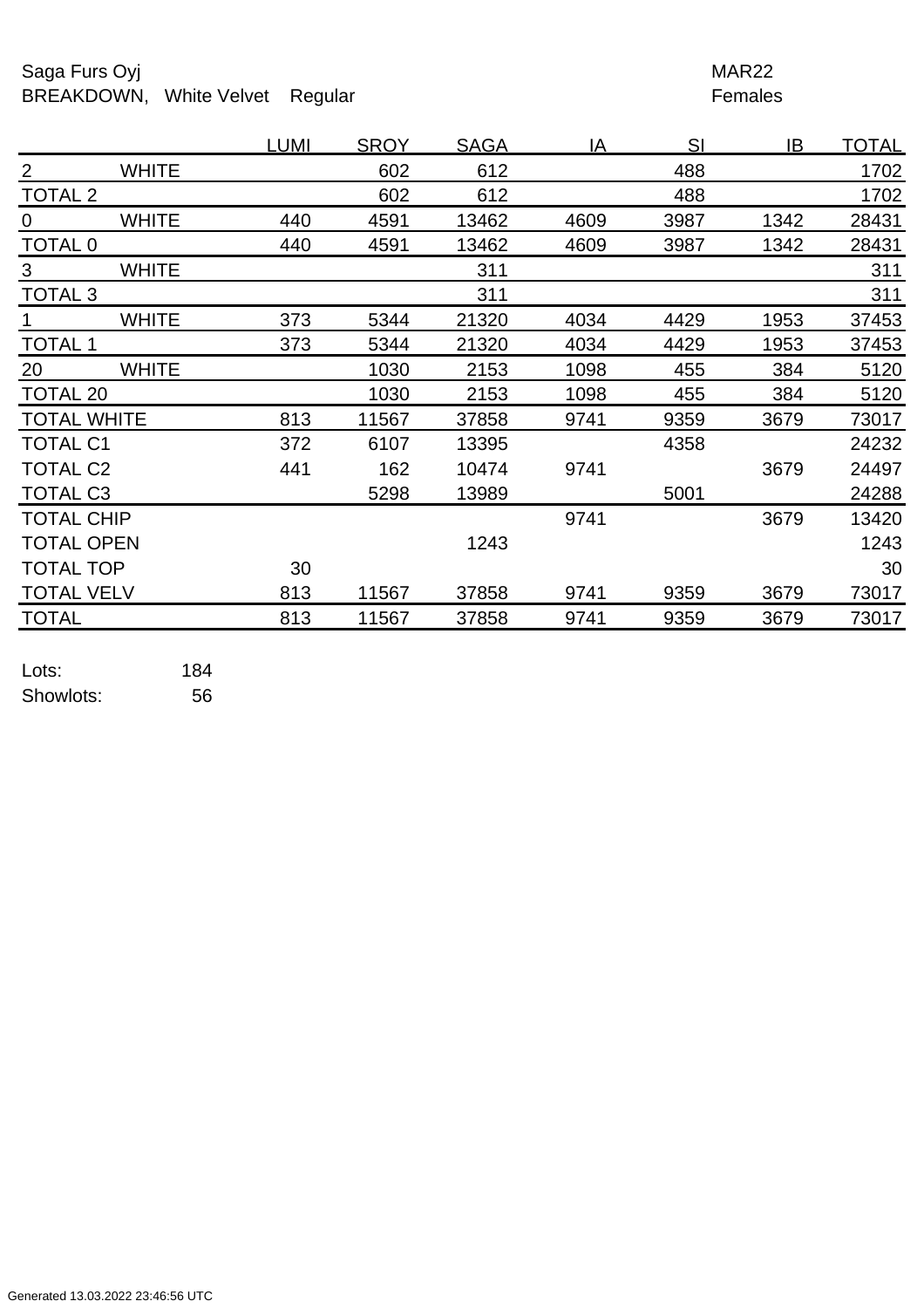Saga Furs Oyj

BREAKDOWN, White Velvet Regular

MAR22

Females

| | | LUMI | SROY | SAGA | IA | SI | IB | TOTAL |
|---|---|---|---|---|---|---|---|---|
| 2 | WHITE | | 602 | 612 | | 488 | | 1702 |
| TOTAL 2 | | | 602 | 612 | | 488 | | 1702 |
| 0 | WHITE | 440 | 4591 | 13462 | 4609 | 3987 | 1342 | 28431 |
| TOTAL 0 | | 440 | 4591 | 13462 | 4609 | 3987 | 1342 | 28431 |
| 3 | WHITE | | | 311 | | | | 311 |
| TOTAL 3 | | | | 311 | | | | 311 |
| 1 | WHITE | 373 | 5344 | 21320 | 4034 | 4429 | 1953 | 37453 |
| TOTAL 1 | | 373 | 5344 | 21320 | 4034 | 4429 | 1953 | 37453 |
| 20 | WHITE | | 1030 | 2153 | 1098 | 455 | 384 | 5120 |
| TOTAL 20 | | | 1030 | 2153 | 1098 | 455 | 384 | 5120 |
| TOTAL WHITE | | 813 | 11567 | 37858 | 9741 | 9359 | 3679 | 73017 |
| TOTAL C1 | | 372 | 6107 | 13395 | | 4358 | | 24232 |
| TOTAL C2 | | 441 | 162 | 10474 | 9741 | | 3679 | 24497 |
| TOTAL C3 | | | 5298 | 13989 | | 5001 | | 24288 |
| TOTAL CHIP | | | | | 9741 | | 3679 | 13420 |
| TOTAL OPEN | | | | 1243 | | | | 1243 |
| TOTAL TOP | | 30 | | | | | | 30 |
| TOTAL VELV | | 813 | 11567 | 37858 | 9741 | 9359 | 3679 | 73017 |
| TOTAL | | 813 | 11567 | 37858 | 9741 | 9359 | 3679 | 73017 |

Lots: 184

Showlots: 56

Generated 13.03.2022 23:46:56 UTC